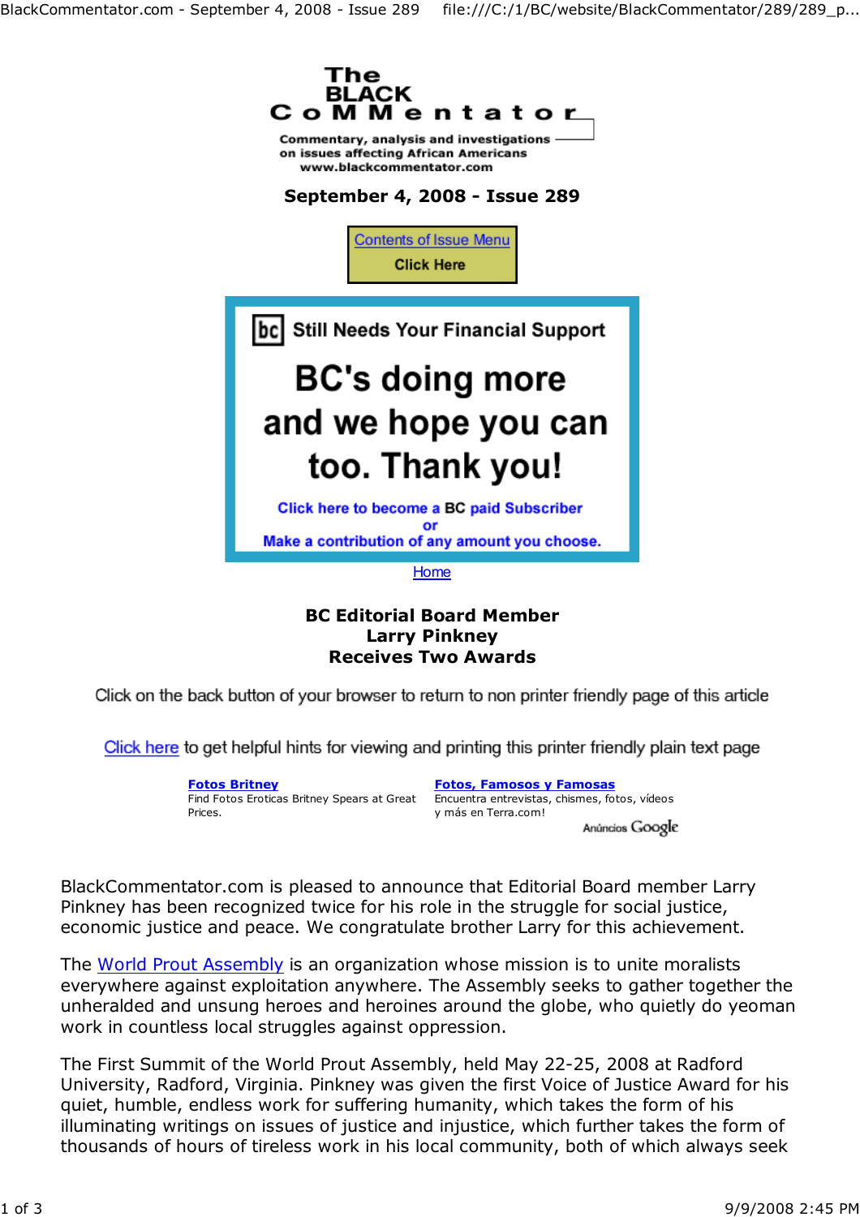The BLACK CoMMentator

Commentary, analysis and investigations on issues affecting African Americans
www.blackcommentator.com

**September 4, 2008 - Issue 289**

Contents of Issue Menu
Click Here

bc Still Needs Your Financial Support

BC's doing more and we hope you can too. Thank you!

Click here to become a BC paid Subscriber
or
Make a contribution of any amount you choose.

Home

**BC Editorial Board Member**
**Larry Pinkney**
**Receives Two Awards**

Click on the back button of your browser to return to non printer friendly page of this article

Click here to get helpful hints for viewing and printing this printer friendly plain text page

**Fotos Britney**
Find Fotos Eroticas Britney Spears at Great Prices.

**Fotos, Famosos y Famosas**
Encuentra entrevistas, chismes, fotos, vídeos y más en Terra.com!

Anúncios Google

BlackCommentator.com is pleased to announce that Editorial Board member Larry Pinkney has been recognized twice for his role in the struggle for social justice, economic justice and peace. We congratulate brother Larry for this achievement.

The World Prout Assembly is an organization whose mission is to unite moralists everywhere against exploitation anywhere. The Assembly seeks to gather together the unheralded and unsung heroes and heroines around the globe, who quietly do yeoman work in countless local struggles against oppression.

The First Summit of the World Prout Assembly, held May 22-25, 2008 at Radford University, Radford, Virginia. Pinkney was given the first Voice of Justice Award for his quiet, humble, endless work for suffering humanity, which takes the form of his illuminating writings on issues of justice and injustice, which further takes the form of thousands of hours of tireless work in his local community, both of which always seek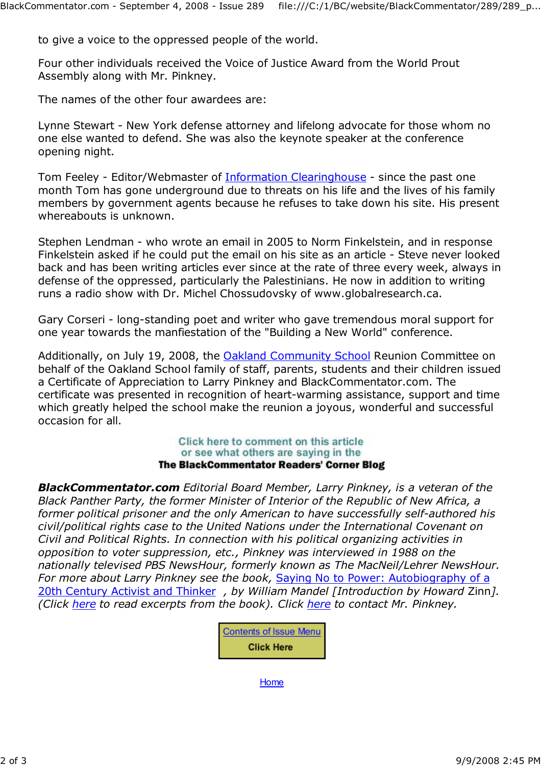to give a voice to the oppressed people of the world.

Four other individuals received the Voice of Justice Award from the World Prout Assembly along with Mr. Pinkney.

The names of the other four awardees are:

Lynne Stewart - New York defense attorney and lifelong advocate for those whom no one else wanted to defend. She was also the keynote speaker at the conference opening night.

Tom Feeley - Editor/Webmaster of Information Clearinghouse - since the past one month Tom has gone underground due to threats on his life and the lives of his family members by government agents because he refuses to take down his site. His present whereabouts is unknown.

Stephen Lendman - who wrote an email in 2005 to Norm Finkelstein, and in response Finkelstein asked if he could put the email on his site as an article - Steve never looked back and has been writing articles ever since at the rate of three every week, always in defense of the oppressed, particularly the Palestinians. He now in addition to writing runs a radio show with Dr. Michel Chossudovsky of www.globalresearch.ca.

Gary Corseri - long-standing poet and writer who gave tremendous moral support for one year towards the manfiestation of the "Building a New World" conference.

Additionally, on July 19, 2008, the Oakland Community School Reunion Committee on behalf of the Oakland School family of staff, parents, students and their children issued a Certificate of Appreciation to Larry Pinkney and BlackCommentator.com. The certificate was presented in recognition of heart-warming assistance, support and time which greatly helped the school make the reunion a joyous, wonderful and successful occasion for all.

Click here to comment on this article or see what others are saying in the **The BlackCommentator Readers' Corner Blog**

***BlackCommentator.com** Editorial Board Member, Larry Pinkney, is a veteran of the Black Panther Party, the former Minister of Interior of the Republic of New Africa, a former political prisoner and the only American to have successfully self-authored his civil/political rights case to the United Nations under the International Covenant on Civil and Political Rights. In connection with his political organizing activities in opposition to voter suppression, etc., Pinkney was interviewed in 1988 on the nationally televised PBS NewsHour, formerly known as The MacNeil/Lehrer NewsHour. For more about Larry Pinkney see the book, Saying No to Power: Autobiography of a 20th Century Activist and Thinker , by William Mandel [Introduction by Howard* Zinn*]. (Click here to read excerpts from the book). Click here to contact Mr. Pinkney.*

Contents of Issue Menu
**Click Here**

Home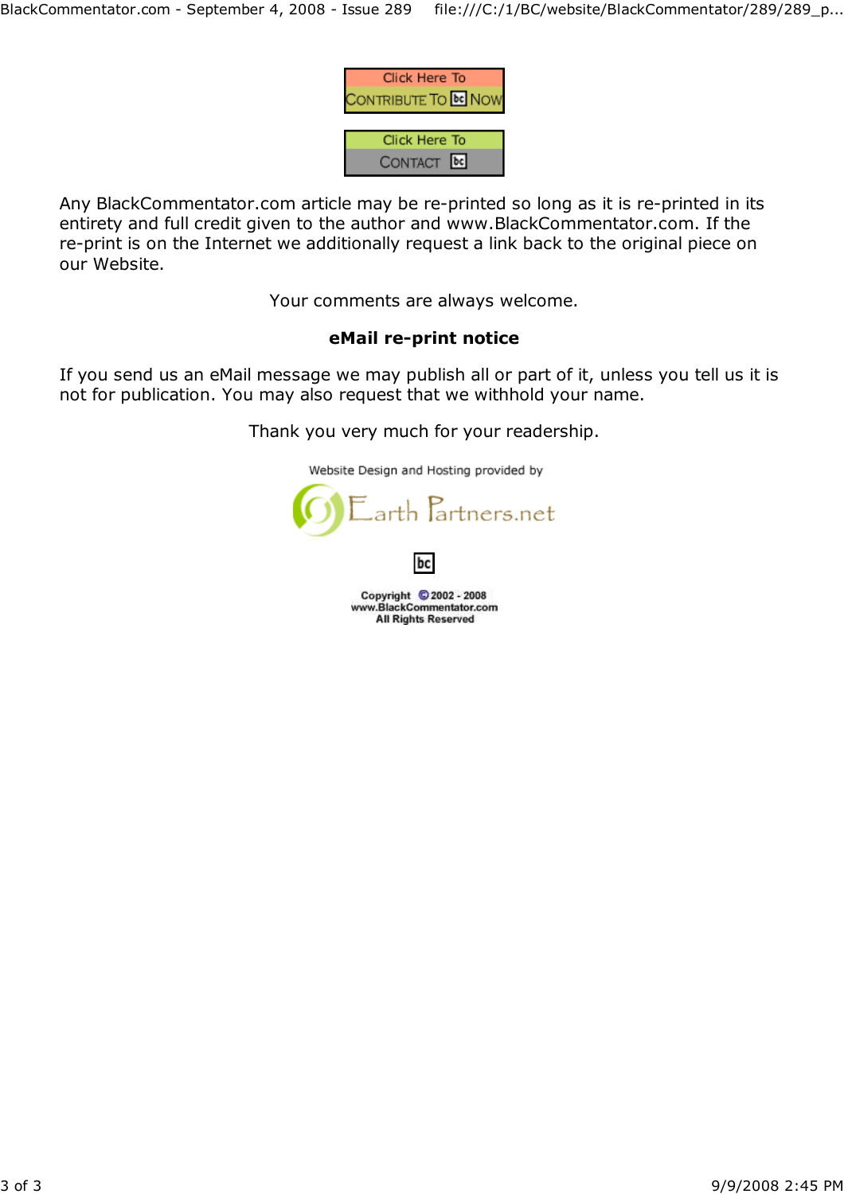Click Here To
CONTRIBUTE TO bc NOW

Click Here To
CONTACT bc

Any BlackCommentator.com article may be re-printed so long as it is re-printed in its entirety and full credit given to the author and www.BlackCommentator.com. If the re-print is on the Internet we additionally request a link back to the original piece on our Website.

Your comments are always welcome.

**eMail re-print notice**

If you send us an eMail message we may publish all or part of it, unless you tell us it is not for publication. You may also request that we withhold your name.

Thank you very much for your readership.

Website Design and Hosting provided by

Earth Partners.net

bc

Copyright © 2002 - 2008
www.BlackCommentator.com
All Rights Reserved